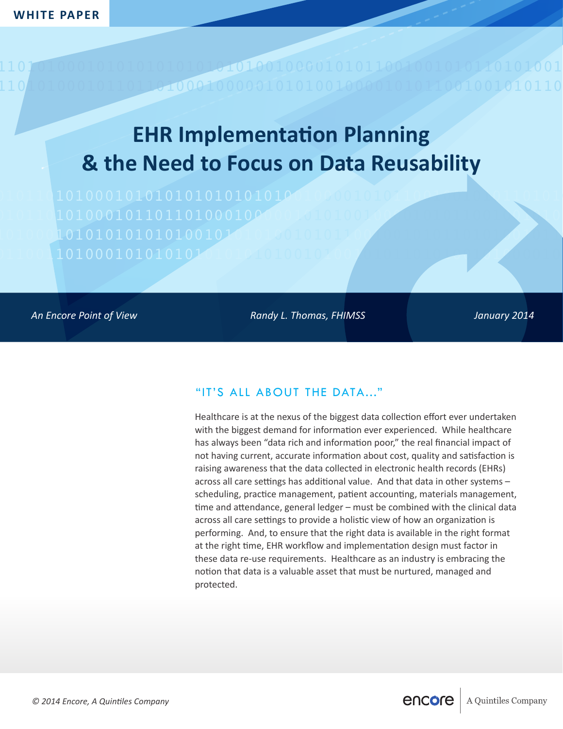WHITE PAPER

# EHR Implementation Planning & the Need to Focus on Data Reusability

*An Encore Point of View* | *Randy L. Thomas, FHIMSS* | *January 2014*

## "IT'S ALL ABOUT THE DATA..."

Healthcare is at the nexus of the biggest data collection effort ever undertaken with the biggest demand for information ever experienced. While healthcare has always been "data rich and information poor," the real financial impact of not having current, accurate information about cost, quality and satisfaction is raising awareness that the data collected in electronic health records (EHRs) across all care settings has additional value. And that data in other systems – scheduling, practice management, patient accounting, materials management, time and attendance, general ledger – must be combined with the clinical data across all care settings to provide a holistic view of how an organization is performing. And, to ensure that the right data is available in the right format at the right time, EHR workflow and implementation design must factor in these data re-use requirements. Healthcare as an industry is embracing the notion that data is a valuable asset that must be nurtured, managed and protected.

*© 2014 Encore, A Quintiles Company*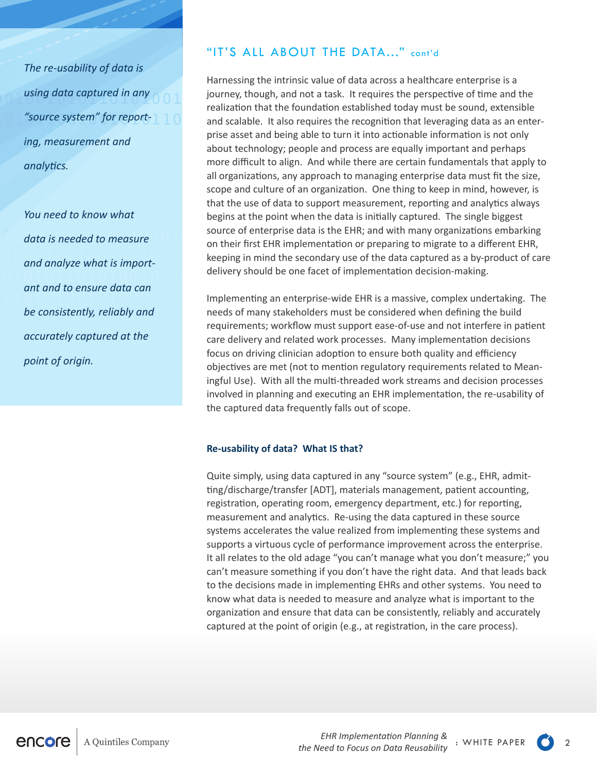*The re-usability of data is using data captured in any "source system" for reporting, measurement and analytics.*

*You need to know what data is needed to measure and analyze what is important and to ensure data can be consistently, reliably and accurately captured at the point of origin.*

## "IT'S ALL ABOUT THE DATA..." cont'd

Harnessing the intrinsic value of data across a healthcare enterprise is a journey, though, and not a task. It requires the perspective of time and the realization that the foundation established today must be sound, extensible and scalable. It also requires the recognition that leveraging data as an enterprise asset and being able to turn it into actionable information is not only about technology; people and process are equally important and perhaps more difficult to align. And while there are certain fundamentals that apply to all organizations, any approach to managing enterprise data must fit the size, scope and culture of an organization. One thing to keep in mind, however, is that the use of data to support measurement, reporting and analytics always begins at the point when the data is initially captured. The single biggest source of enterprise data is the EHR; and with many organizations embarking on their first EHR implementation or preparing to migrate to a different EHR, keeping in mind the secondary use of the data captured as a by-product of care delivery should be one facet of implementation decision-making.

Implementing an enterprise-wide EHR is a massive, complex undertaking. The needs of many stakeholders must be considered when defining the build requirements; workflow must support ease-of-use and not interfere in patient care delivery and related work processes. Many implementation decisions focus on driving clinician adoption to ensure both quality and efficiency objectives are met (not to mention regulatory requirements related to Meaningful Use). With all the multi-threaded work streams and decision processes involved in planning and executing an EHR implementation, the re-usability of the captured data frequently falls out of scope.

### Re-usability of data? What IS that?

Quite simply, using data captured in any "source system" (e.g., EHR, admitting/discharge/transfer [ADT], materials management, patient accounting, registration, operating room, emergency department, etc.) for reporting, measurement and analytics. Re-using the data captured in these source systems accelerates the value realized from implementing these systems and supports a virtuous cycle of performance improvement across the enterprise. It all relates to the old adage "you can't manage what you don't measure;" you can't measure something if you don't have the right data. And that leads back to the decisions made in implementing EHRs and other systems. You need to know what data is needed to measure and analyze what is important to the organization and ensure that data can be consistently, reliably and accurately captured at the point of origin (e.g., at registration, in the care process).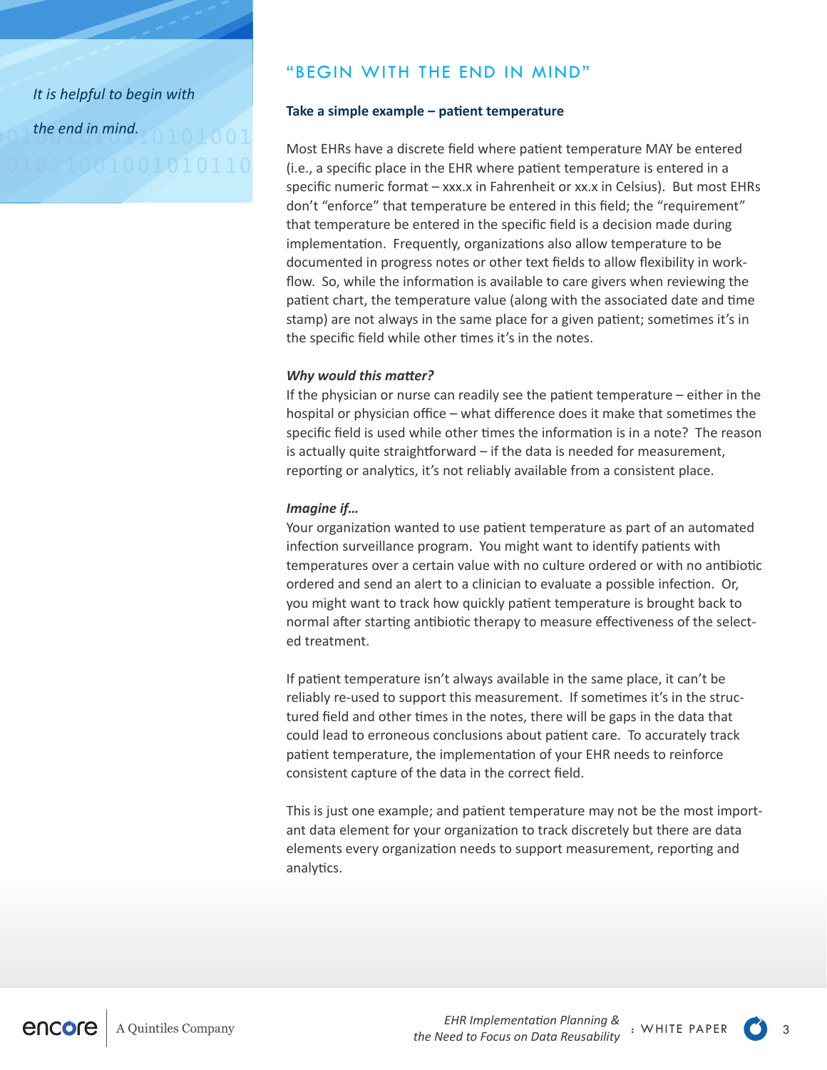*It is helpful to begin with the end in mind.*

## "BEGIN WITH THE END IN MIND"

**Take a simple example – patient temperature**

Most EHRs have a discrete field where patient temperature MAY be entered (i.e., a specific place in the EHR where patient temperature is entered in a specific numeric format – xxx.x in Fahrenheit or xx.x in Celsius). But most EHRs don't "enforce" that temperature be entered in this field; the "requirement" that temperature be entered in the specific field is a decision made during implementation. Frequently, organizations also allow temperature to be documented in progress notes or other text fields to allow flexibility in work-flow. So, while the information is available to care givers when reviewing the patient chart, the temperature value (along with the associated date and time stamp) are not always in the same place for a given patient; sometimes it's in the specific field while other times it's in the notes.

***Why would this matter?***

If the physician or nurse can readily see the patient temperature – either in the hospital or physician office – what difference does it make that sometimes the specific field is used while other times the information is in a note? The reason is actually quite straightforward – if the data is needed for measurement, reporting or analytics, it's not reliably available from a consistent place.

***Imagine if…***

Your organization wanted to use patient temperature as part of an automated infection surveillance program. You might want to identify patients with temperatures over a certain value with no culture ordered or with no antibiotic ordered and send an alert to a clinician to evaluate a possible infection. Or, you might want to track how quickly patient temperature is brought back to normal after starting antibiotic therapy to measure effectiveness of the selected treatment.

If patient temperature isn't always available in the same place, it can't be reliably re-used to support this measurement. If sometimes it's in the structured field and other times in the notes, there will be gaps in the data that could lead to erroneous conclusions about patient care. To accurately track patient temperature, the implementation of your EHR needs to reinforce consistent capture of the data in the correct field.

This is just one example; and patient temperature may not be the most important data element for your organization to track discretely but there are data elements every organization needs to support measurement, reporting and analytics.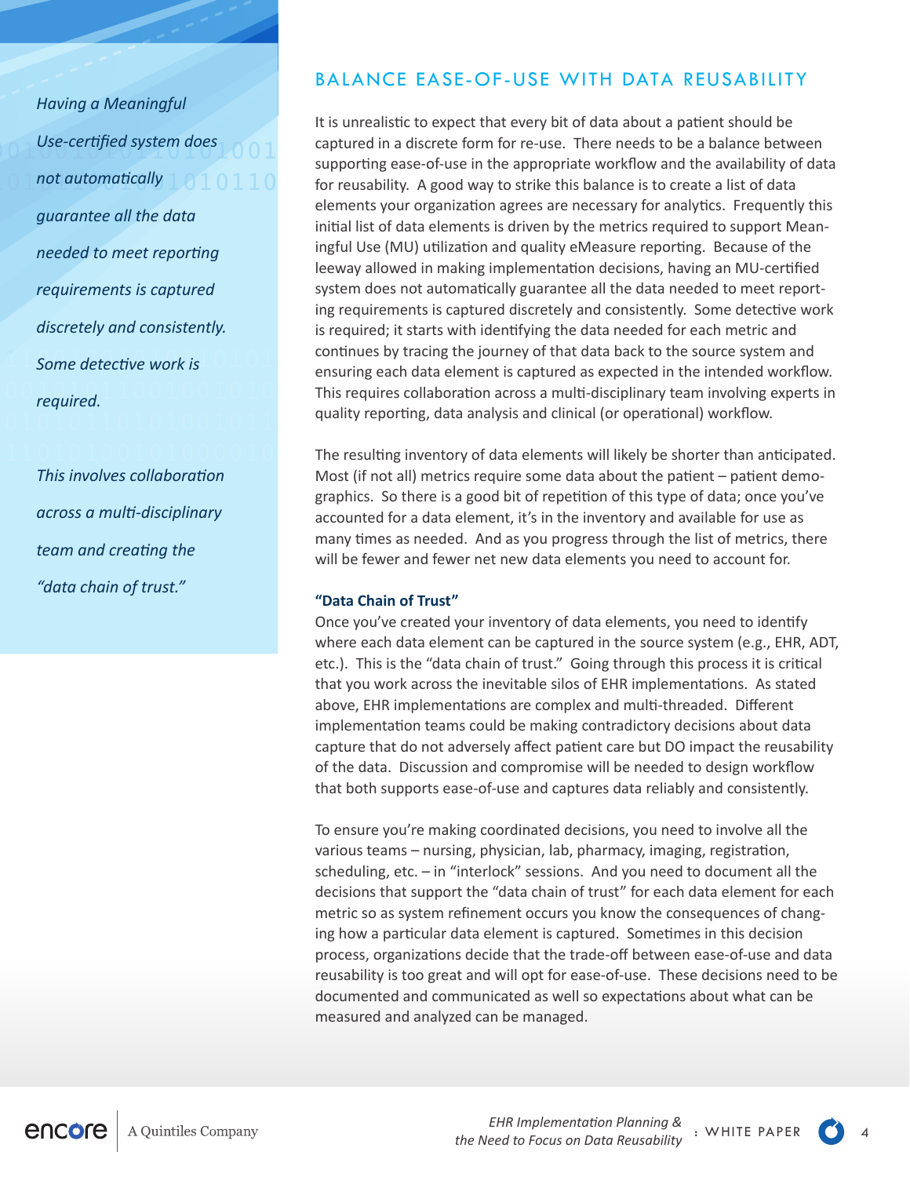*Having a Meaningful Use-certified system does not automatically guarantee all the data needed to meet reporting requirements is captured discretely and consistently. Some detective work is required.*

*This involves collaboration across a multi-disciplinary team and creating the "data chain of trust."*

## BALANCE EASE-OF-USE WITH DATA REUSABILITY

It is unrealistic to expect that every bit of data about a patient should be captured in a discrete form for re-use. There needs to be a balance between supporting ease-of-use in the appropriate workflow and the availability of data for reusability. A good way to strike this balance is to create a list of data elements your organization agrees are necessary for analytics. Frequently this initial list of data elements is driven by the metrics required to support Meaningful Use (MU) utilization and quality eMeasure reporting. Because of the leeway allowed in making implementation decisions, having an MU-certified system does not automatically guarantee all the data needed to meet reporting requirements is captured discretely and consistently. Some detective work is required; it starts with identifying the data needed for each metric and continues by tracing the journey of that data back to the source system and ensuring each data element is captured as expected in the intended workflow. This requires collaboration across a multi-disciplinary team involving experts in quality reporting, data analysis and clinical (or operational) workflow.

The resulting inventory of data elements will likely be shorter than anticipated. Most (if not all) metrics require some data about the patient – patient demographics. So there is a good bit of repetition of this type of data; once you've accounted for a data element, it's in the inventory and available for use as many times as needed. And as you progress through the list of metrics, there will be fewer and fewer net new data elements you need to account for.

### "Data Chain of Trust"

Once you've created your inventory of data elements, you need to identify where each data element can be captured in the source system (e.g., EHR, ADT, etc.). This is the "data chain of trust." Going through this process it is critical that you work across the inevitable silos of EHR implementations. As stated above, EHR implementations are complex and multi-threaded. Different implementation teams could be making contradictory decisions about data capture that do not adversely affect patient care but DO impact the reusability of the data. Discussion and compromise will be needed to design workflow that both supports ease-of-use and captures data reliably and consistently.

To ensure you're making coordinated decisions, you need to involve all the various teams – nursing, physician, lab, pharmacy, imaging, registration, scheduling, etc. – in "interlock" sessions. And you need to document all the decisions that support the "data chain of trust" for each data element for each metric so as system refinement occurs you know the consequences of changing how a particular data element is captured. Sometimes in this decision process, organizations decide that the trade-off between ease-of-use and data reusability is too great and will opt for ease-of-use. These decisions need to be documented and communicated as well so expectations about what can be measured and analyzed can be managed.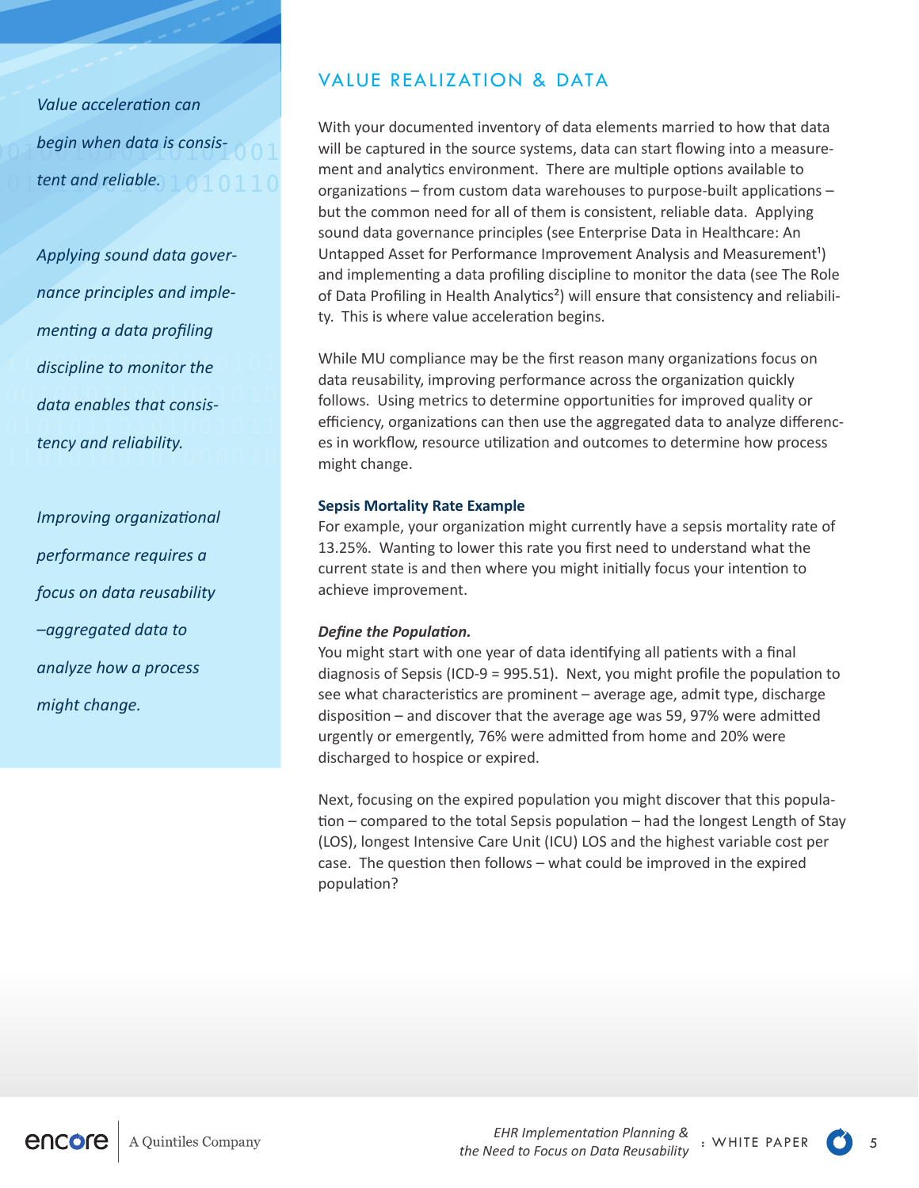*Value acceleration can begin when data is consistent and reliable.*

*Applying sound data governance principles and implementing a data profiling discipline to monitor the data enables that consistency and reliability.*

*Improving organizational performance requires a focus on data reusability –aggregated data to analyze how a process might change.*

## VALUE REALIZATION & DATA

With your documented inventory of data elements married to how that data will be captured in the source systems, data can start flowing into a measurement and analytics environment. There are multiple options available to organizations – from custom data warehouses to purpose-built applications – but the common need for all of them is consistent, reliable data. Applying sound data governance principles (see Enterprise Data in Healthcare: An Untapped Asset for Performance Improvement Analysis and Measurement[1]) and implementing a data profiling discipline to monitor the data (see The Role of Data Profiling in Health Analytics[2]) will ensure that consistency and reliability. This is where value acceleration begins.

While MU compliance may be the first reason many organizations focus on data reusability, improving performance across the organization quickly follows. Using metrics to determine opportunities for improved quality or efficiency, organizations can then use the aggregated data to analyze differences in workflow, resource utilization and outcomes to determine how process might change.

### Sepsis Mortality Rate Example

For example, your organization might currently have a sepsis mortality rate of 13.25%. Wanting to lower this rate you first need to understand what the current state is and then where you might initially focus your intention to achieve improvement.

***Define the Population.***

You might start with one year of data identifying all patients with a final diagnosis of Sepsis (ICD-9 = 995.51). Next, you might profile the population to see what characteristics are prominent – average age, admit type, discharge disposition – and discover that the average age was 59, 97% were admitted urgently or emergently, 76% were admitted from home and 20% were discharged to hospice or expired.

Next, focusing on the expired population you might discover that this population – compared to the total Sepsis population – had the longest Length of Stay (LOS), longest Intensive Care Unit (ICU) LOS and the highest variable cost per case. The question then follows – what could be improved in the expired population?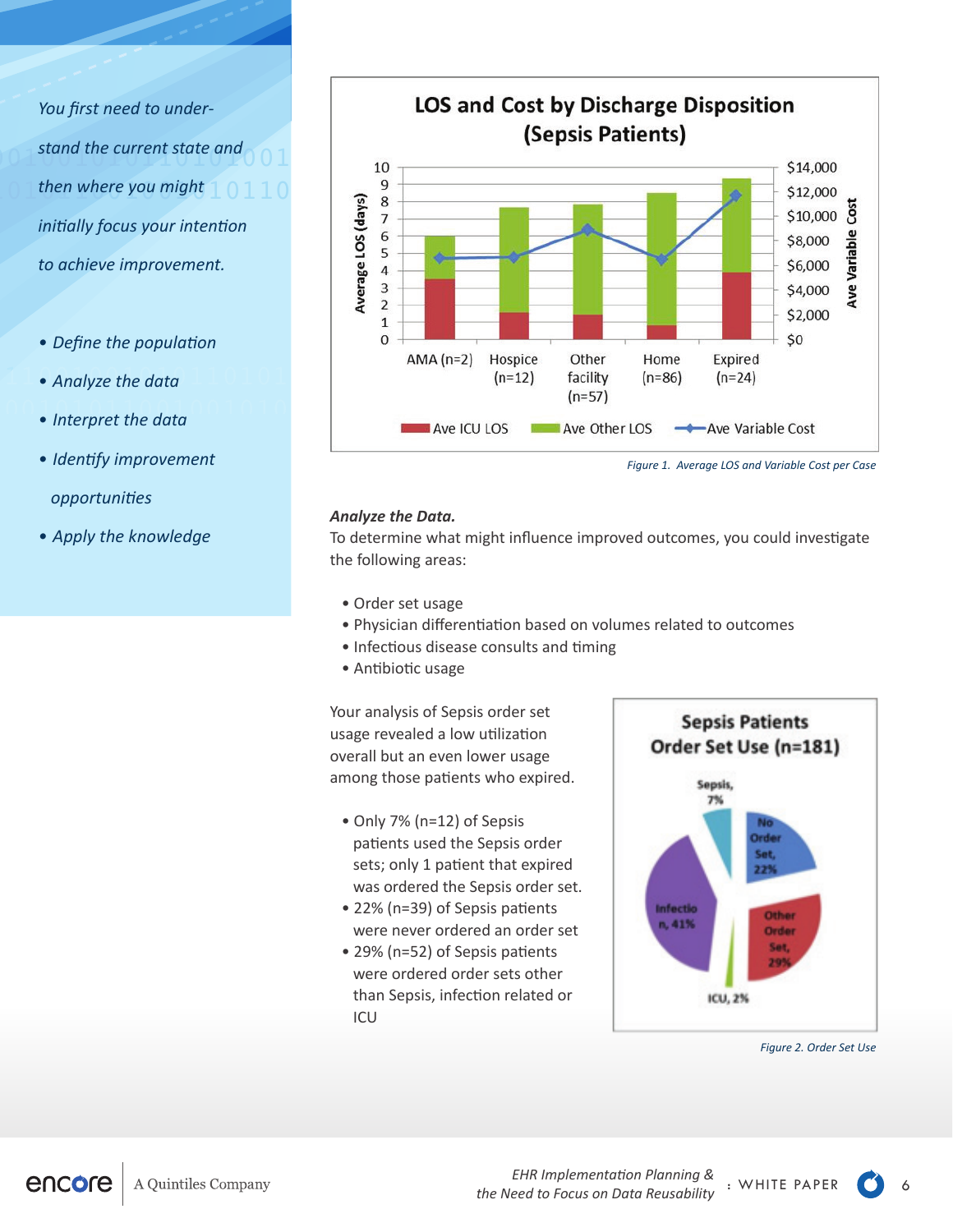*You first need to understand the current state and then where you might initially focus your intention to achieve improvement.*

- *Define the population*
- *Analyze the data*
- *Interpret the data*
- *Identify improvement opportunities*
- *Apply the knowledge*

LOS and Cost by Discharge Disposition (Sepsis Patients)

Average LOS (days)
10
9
8
7
6
5
4
3
2
1
0

Ave Variable Cost
$14,000
$12,000
$10,000
$8,000
$6,000
$4,000
$2,000
$0

AMA (n=2)
Hospice (n=12)
Other facility (n=57)
Home (n=86)
Expired (n=24)

Ave ICU LOS
Ave Other LOS
Ave Variable Cost

*Figure 1. Average LOS and Variable Cost per Case*

***Analyze the Data.***

To determine what might influence improved outcomes, you could investigate the following areas:

- Order set usage
- Physician differentiation based on volumes related to outcomes
- Infectious disease consults and timing
- Antibiotic usage

Your analysis of Sepsis order set usage revealed a low utilization overall but an even lower usage among those patients who expired.

- Only 7% (n=12) of Sepsis patients used the Sepsis order sets; only 1 patient that expired was ordered the Sepsis order set.
- 22% (n=39) of Sepsis patients were never ordered an order set
- 29% (n=52) of Sepsis patients were ordered order sets other than Sepsis, infection related or ICU

Sepsis Patients Order Set Use (n=181)

Sepsis, 7%
No Order Set, 22%
Other Order Set, 29%
ICU, 2%
Infection, 41%

*Figure 2. Order Set Use*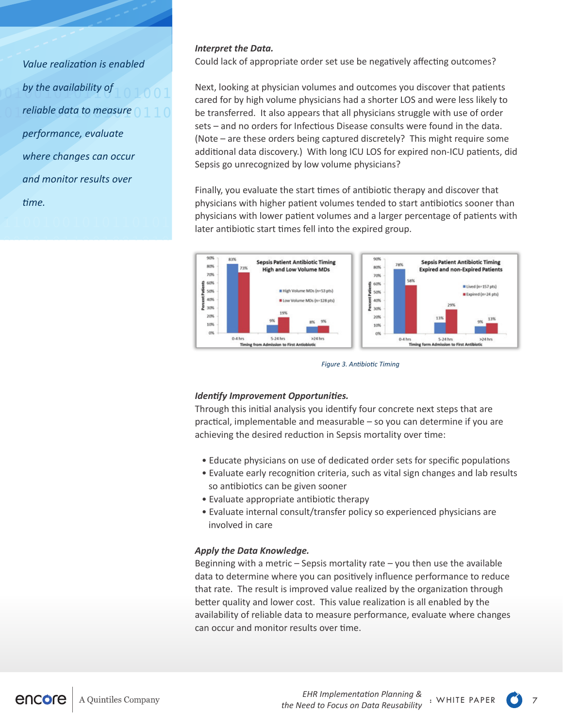*Value realization is enabled by the availability of reliable data to measure performance, evaluate where changes can occur and monitor results over time.*

***Interpret the Data.***
Could lack of appropriate order set use be negatively affecting outcomes?

Next, looking at physician volumes and outcomes you discover that patients cared for by high volume physicians had a shorter LOS and were less likely to be transferred. It also appears that all physicians struggle with use of order sets – and no orders for Infectious Disease consults were found in the data. (Note – are these orders being captured discretely? This might require some additional data discovery.) With long ICU LOS for expired non-ICU patients, did Sepsis go unrecognized by low volume physicians?

Finally, you evaluate the start times of antibiotic therapy and discover that physicians with higher patient volumes tended to start antibiotics sooner than physicians with lower patient volumes and a larger percentage of patients with later antibiotic start times fell into the expired group.

Sepsis Patient Antibiotic Timing
High and Low Volume MDs

Percent Patients

90%
80%
70%
60%
50%
40%
30%
20%
10%
0%

83%
73%
9%
19%
8%
9%

High Volume MDs (n=53 pts)
Low Volume MDs (n=128 pts)

0-4 hrs
5-24 hrs
>24 hrs

Timing from Admission to First Antibiotic

Sepsis Patient Antibiotic Timing
Expired and non-Expired Patients

Percent Patients

90%
80%
70%
60%
50%
40%
30%
20%
10%
0%

78%
58%
13%
29%
9%
13%

Lived (n=157 pts)
Expired (n=24 pts)

0-4 hrs
5-24 hrs
>24 hrs

Timing form Admission to First Antibiotic

*Figure 3. Antibiotic Timing*

***Identify Improvement Opportunities.***
Through this initial analysis you identify four concrete next steps that are practical, implementable and measurable – so you can determine if you are achieving the desired reduction in Sepsis mortality over time:

- Educate physicians on use of dedicated order sets for specific populations
- Evaluate early recognition criteria, such as vital sign changes and lab results so antibiotics can be given sooner
- Evaluate appropriate antibiotic therapy
- Evaluate internal consult/transfer policy so experienced physicians are involved in care

***Apply the Data Knowledge.***
Beginning with a metric – Sepsis mortality rate – you then use the available data to determine where you can positively influence performance to reduce that rate. The result is improved value realized by the organization through better quality and lower cost. This value realization is all enabled by the availability of reliable data to measure performance, evaluate where changes can occur and monitor results over time.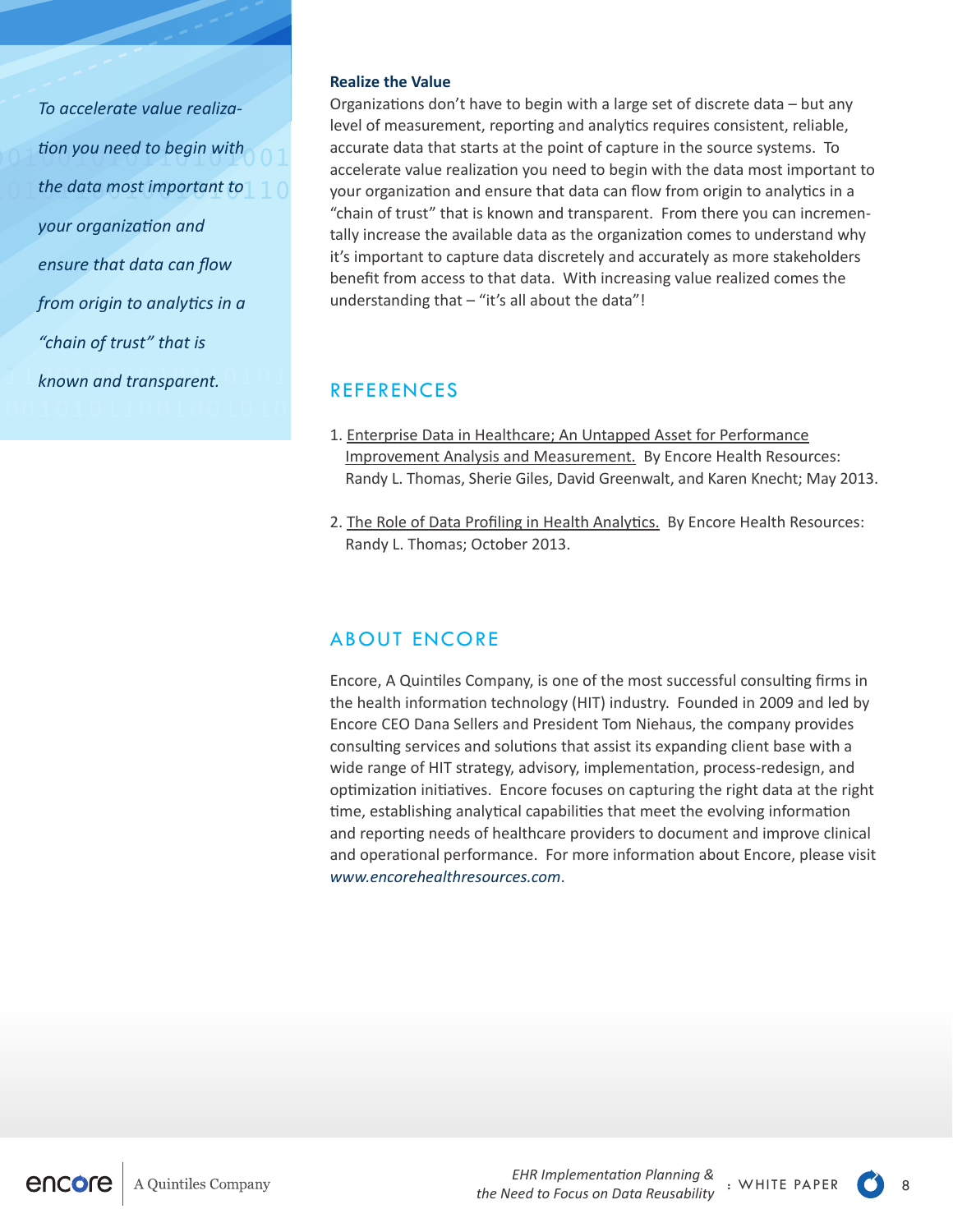> *To accelerate value realization you need to begin with the data most important to your organization and ensure that data can flow from origin to analytics in a "chain of trust" that is known and transparent.*

**Realize the Value**

Organizations don't have to begin with a large set of discrete data – but any level of measurement, reporting and analytics requires consistent, reliable, accurate data that starts at the point of capture in the source systems. To accelerate value realization you need to begin with the data most important to your organization and ensure that data can flow from origin to analytics in a "chain of trust" that is known and transparent. From there you can incrementally increase the available data as the organization comes to understand why it's important to capture data discretely and accurately as more stakeholders benefit from access to that data. With increasing value realized comes the understanding that – "it's all about the data"!

## REFERENCES

1. Enterprise Data in Healthcare; An Untapped Asset for Performance Improvement Analysis and Measurement. By Encore Health Resources: Randy L. Thomas, Sherie Giles, David Greenwalt, and Karen Knecht; May 2013.

2. The Role of Data Profiling in Health Analytics. By Encore Health Resources: Randy L. Thomas; October 2013.

## ABOUT ENCORE

Encore, A Quintiles Company, is one of the most successful consulting firms in the health information technology (HIT) industry. Founded in 2009 and led by Encore CEO Dana Sellers and President Tom Niehaus, the company provides consulting services and solutions that assist its expanding client base with a wide range of HIT strategy, advisory, implementation, process-redesign, and optimization initiatives. Encore focuses on capturing the right data at the right time, establishing analytical capabilities that meet the evolving information and reporting needs of healthcare providers to document and improve clinical and operational performance. For more information about Encore, please visit *www.encorehealthresources.com*.